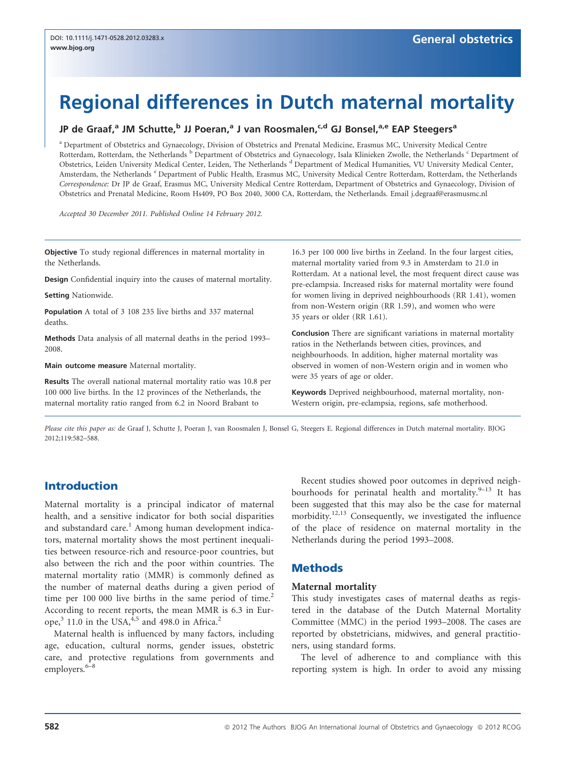# Regional differences in Dutch maternal mortality

**JP de Graaf,[a] JM Schutte,[b] JJ Poeran,[a] J van Roosmalen,[c,d] GJ Bonsel,[a,e] EAP Steegers[a]**

[a] Department of Obstetrics and Gynaecology, Division of Obstetrics and Prenatal Medicine, Erasmus MC, University Medical Centre Rotterdam, Rotterdam, the Netherlands [b] Department of Obstetrics and Gynaecology, Isala Klinieken Zwolle, the Netherlands [c] Department of Obstetrics, Leiden University Medical Center, Leiden, The Netherlands [d] Department of Medical Humanities, VU University Medical Center, Amsterdam, the Netherlands [e] Department of Public Health, Erasmus MC, University Medical Centre Rotterdam, Rotterdam, the Netherlands

*Correspondence:* Dr JP de Graaf, Erasmus MC, University Medical Centre Rotterdam, Department of Obstetrics and Gynaecology, Division of Obstetrics and Prenatal Medicine, Room Hs409, PO Box 2040, 3000 CA, Rotterdam, the Netherlands. Email j.degraaf@erasmusmc.nl

*Accepted 30 December 2011. Published Online 14 February 2012.*

**Objective** To study regional differences in maternal mortality in the Netherlands.

**Design** Confidential inquiry into the causes of maternal mortality.

**Setting** Nationwide.

**Population** A total of 3 108 235 live births and 337 maternal deaths.

**Methods** Data analysis of all maternal deaths in the period 1993–2008.

**Main outcome measure** Maternal mortality.

**Results** The overall national maternal mortality ratio was 10.8 per 100 000 live births. In the 12 provinces of the Netherlands, the maternal mortality ratio ranged from 6.2 in Noord Brabant to 16.3 per 100 000 live births in Zeeland. In the four largest cities, maternal mortality varied from 9.3 in Amsterdam to 21.0 in Rotterdam. At a national level, the most frequent direct cause was pre-eclampsia. Increased risks for maternal mortality were found for women living in deprived neighbourhoods (RR 1.41), women from non-Western origin (RR 1.59), and women who were 35 years or older (RR 1.61).

**Conclusion** There are significant variations in maternal mortality ratios in the Netherlands between cities, provinces, and neighbourhoods. In addition, higher maternal mortality was observed in women of non-Western origin and in women who were 35 years of age or older.

**Keywords** Deprived neighbourhood, maternal mortality, non-Western origin, pre-eclampsia, regions, safe motherhood.

*Please cite this paper as:* de Graaf J, Schutte J, Poeran J, van Roosmalen J, Bonsel G, Steegers E. Regional differences in Dutch maternal mortality. BJOG 2012;119:582–588.

## Introduction

Maternal mortality is a principal indicator of maternal health, and a sensitive indicator for both social disparities and substandard care.[1] Among human development indicators, maternal mortality shows the most pertinent inequalities between resource-rich and resource-poor countries, but also between the rich and the poor within countries. The maternal mortality ratio (MMR) is commonly defined as the number of maternal deaths during a given period of time per 100 000 live births in the same period of time.[2] According to recent reports, the mean MMR is 6.3 in Europe,[3] 11.0 in the USA,[4,5] and 498.0 in Africa.[2]

Maternal health is influenced by many factors, including age, education, cultural norms, gender issues, obstetric care, and protective regulations from governments and employers.[6–8]

Recent studies showed poor outcomes in deprived neighbourhoods for perinatal health and mortality.[9–13] It has been suggested that this may also be the case for maternal morbidity.[12,13] Consequently, we investigated the influence of the place of residence on maternal mortality in the Netherlands during the period 1993–2008.

## Methods

### Maternal mortality

This study investigates cases of maternal deaths as registered in the database of the Dutch Maternal Mortality Committee (MMC) in the period 1993–2008. The cases are reported by obstetricians, midwives, and general practitioners, using standard forms.

The level of adherence to and compliance with this reporting system is high. In order to avoid any missing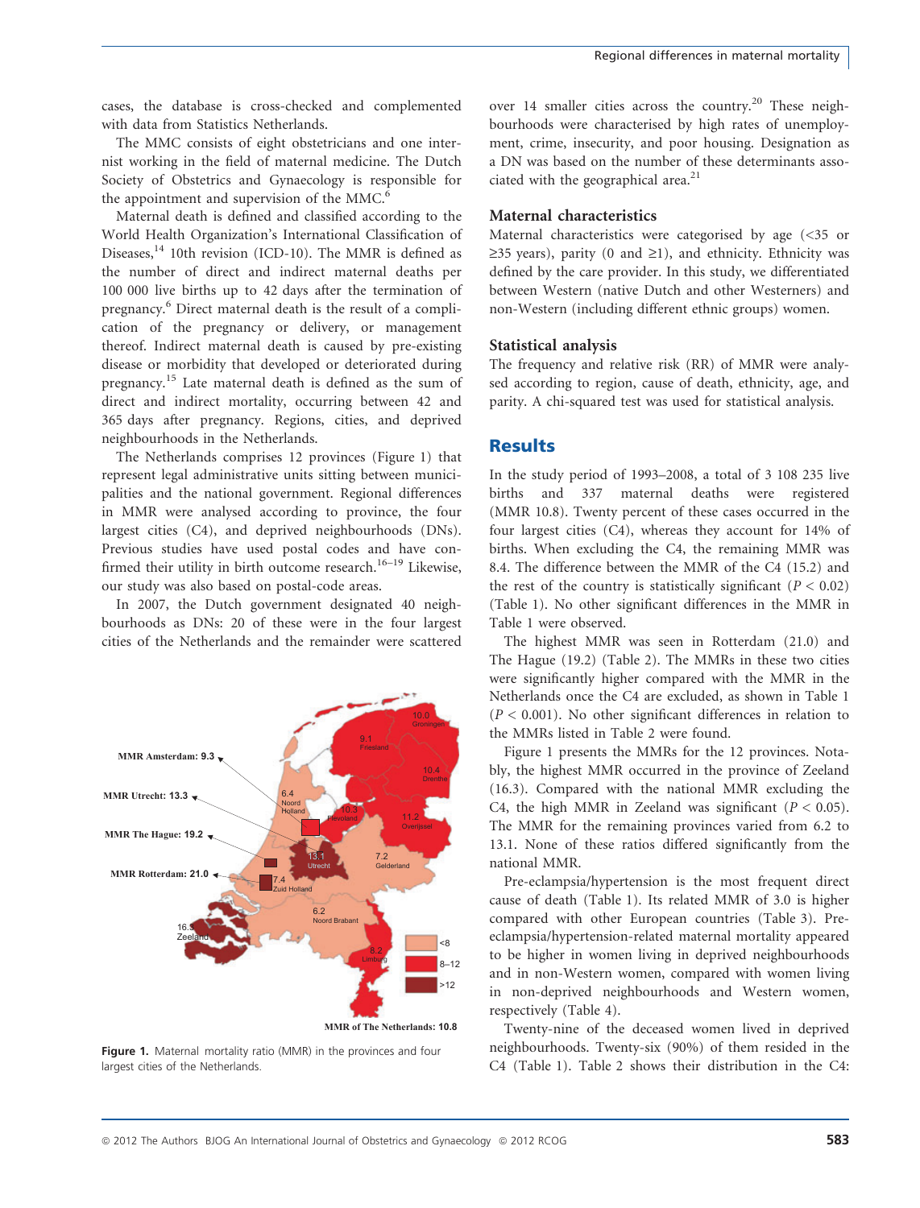cases, the database is cross-checked and complemented with data from Statistics Netherlands.

The MMC consists of eight obstetricians and one internist working in the field of maternal medicine. The Dutch Society of Obstetrics and Gynaecology is responsible for the appointment and supervision of the MMC.[6]

Maternal death is defined and classified according to the World Health Organization's International Classification of Diseases,[14] 10th revision (ICD-10). The MMR is defined as the number of direct and indirect maternal deaths per 100 000 live births up to 42 days after the termination of pregnancy.[6] Direct maternal death is the result of a complication of the pregnancy or delivery, or management thereof. Indirect maternal death is caused by pre-existing disease or morbidity that developed or deteriorated during pregnancy.[15] Late maternal death is defined as the sum of direct and indirect mortality, occurring between 42 and 365 days after pregnancy. Regions, cities, and deprived neighbourhoods in the Netherlands.

The Netherlands comprises 12 provinces (Figure 1) that represent legal administrative units sitting between municipalities and the national government. Regional differences in MMR were analysed according to province, the four largest cities (C4), and deprived neighbourhoods (DNs). Previous studies have used postal codes and have confirmed their utility in birth outcome research.[16–19] Likewise, our study was also based on postal-code areas.

In 2007, the Dutch government designated 40 neighbourhoods as DNs: 20 of these were in the four largest cities of the Netherlands and the remainder were scattered over 14 smaller cities across the country.[20] These neighbourhoods were characterised by high rates of unemployment, crime, insecurity, and poor housing. Designation as a DN was based on the number of these determinants associated with the geographical area.[21]

Figure 1. Maternal mortality ratio (MMR) in the provinces and four largest cities of the Netherlands.

### Maternal characteristics

Maternal characteristics were categorised by age (<35 or ≥35 years), parity (0 and ≥1), and ethnicity. Ethnicity was defined by the care provider. In this study, we differentiated between Western (native Dutch and other Westerners) and non-Western (including different ethnic groups) women.

### Statistical analysis

The frequency and relative risk (RR) of MMR were analysed according to region, cause of death, ethnicity, age, and parity. A chi-squared test was used for statistical analysis.

## Results

In the study period of 1993–2008, a total of 3 108 235 live births and 337 maternal deaths were registered (MMR 10.8). Twenty percent of these cases occurred in the four largest cities (C4), whereas they account for 14% of births. When excluding the C4, the remaining MMR was 8.4. The difference between the MMR of the C4 (15.2) and the rest of the country is statistically significant ($P < 0.02$) (Table 1). No other significant differences in the MMR in Table 1 were observed.

The highest MMR was seen in Rotterdam (21.0) and The Hague (19.2) (Table 2). The MMRs in these two cities were significantly higher compared with the MMR in the Netherlands once the C4 are excluded, as shown in Table 1 ($P < 0.001$). No other significant differences in relation to the MMRs listed in Table 2 were found.

Figure 1 presents the MMRs for the 12 provinces. Notably, the highest MMR occurred in the province of Zeeland (16.3). Compared with the national MMR excluding the C4, the high MMR in Zeeland was significant ($P < 0.05$). The MMR for the remaining provinces varied from 6.2 to 13.1. None of these ratios differed significantly from the national MMR.

Pre-eclampsia/hypertension is the most frequent direct cause of death (Table 1). Its related MMR of 3.0 is higher compared with other European countries (Table 3). Pre-eclampsia/hypertension-related maternal mortality appeared to be higher in women living in deprived neighbourhoods and in non-Western women, compared with women living in non-deprived neighbourhoods and Western women, respectively (Table 4).

Twenty-nine of the deceased women lived in deprived neighbourhoods. Twenty-six (90%) of them resided in the C4 (Table 1). Table 2 shows their distribution in the C4: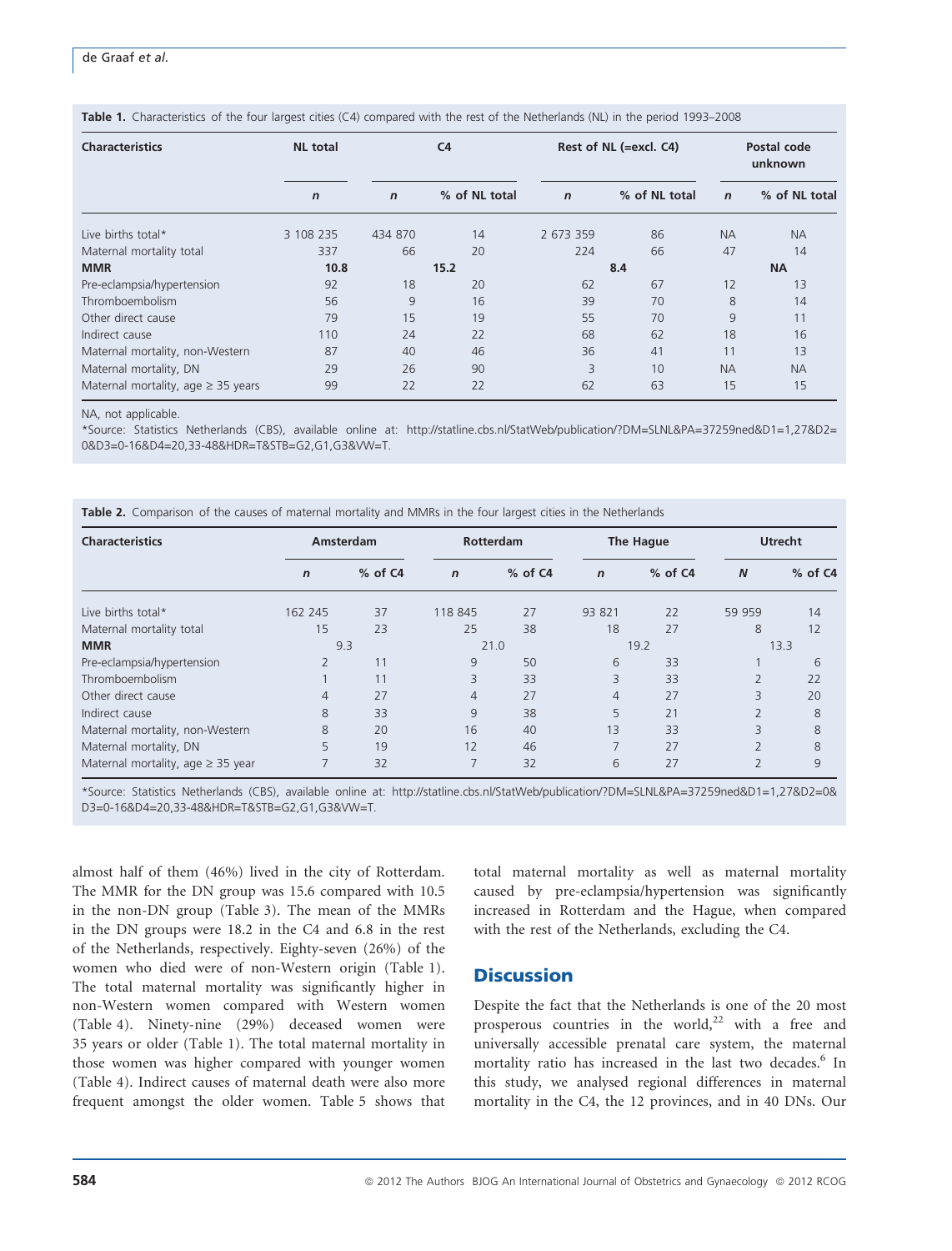**Table 1.** Characteristics of the four largest cities (C4) compared with the rest of the Netherlands (NL) in the period 1993–2008

| Characteristics | NL total | C4 | | Rest of NL (=excl. C4) | | Postal code unknown | |
|---|---|---|---|---|---|---|---|
| | *n* | *n* | % of NL total | *n* | % of NL total | *n* | % of NL total |
| Live births total* | 3 108 235 | 434 870 | 14 | 2 673 359 | 86 | NA | NA |
| Maternal mortality total | 337 | 66 | 20 | 224 | 66 | 47 | 14 |
| **MMR** | **10.8** | **15.2** | | **8.4** | | **NA** | |
| Pre-eclampsia/hypertension | 92 | 18 | 20 | 62 | 67 | 12 | 13 |
| Thromboembolism | 56 | 9 | 16 | 39 | 70 | 8 | 14 |
| Other direct cause | 79 | 15 | 19 | 55 | 70 | 9 | 11 |
| Indirect cause | 110 | 24 | 22 | 68 | 62 | 18 | 16 |
| Maternal mortality, non-Western | 87 | 40 | 46 | 36 | 41 | 11 | 13 |
| Maternal mortality, DN | 29 | 26 | 90 | 3 | 10 | NA | NA |
| Maternal mortality, age ≥ 35 years | 99 | 22 | 22 | 62 | 63 | 15 | 15 |

NA, not applicable.

*Source: Statistics Netherlands (CBS), available online at: http://statline.cbs.nl/StatWeb/publication/?DM=SLNL&PA=37259ned&D1=1,27&D2=0&D3=0-16&D4=20,33-48&HDR=T&STB=G2,G1,G3&VW=T.

**Table 2.** Comparison of the causes of maternal mortality and MMRs in the four largest cities in the Netherlands

| Characteristics | Amsterdam | | Rotterdam | | The Hague | | Utrecht | |
|---|---|---|---|---|---|---|---|---|
| | *n* | % of C4 | *n* | % of C4 | *n* | % of C4 | *N* | % of C4 |
| Live births total* | 162 245 | 37 | 118 845 | 27 | 93 821 | 22 | 59 959 | 14 |
| Maternal mortality total | 15 | 23 | 25 | 38 | 18 | 27 | 8 | 12 |
| **MMR** | 9.3 | | 21.0 | | 19.2 | | 13.3 | |
| Pre-eclampsia/hypertension | 2 | 11 | 9 | 50 | 6 | 33 | 1 | 6 |
| Thromboembolism | 1 | 11 | 3 | 33 | 3 | 33 | 2 | 22 |
| Other direct cause | 4 | 27 | 4 | 27 | 4 | 27 | 3 | 20 |
| Indirect cause | 8 | 33 | 9 | 38 | 5 | 21 | 2 | 8 |
| Maternal mortality, non-Western | 8 | 20 | 16 | 40 | 13 | 33 | 3 | 8 |
| Maternal mortality, DN | 5 | 19 | 12 | 46 | 7 | 27 | 2 | 8 |
| Maternal mortality, age ≥ 35 year | 7 | 32 | 7 | 32 | 6 | 27 | 2 | 9 |

*Source: Statistics Netherlands (CBS), available online at: http://statline.cbs.nl/StatWeb/publication/?DM=SLNL&PA=37259ned&D1=1,27&D2=0&D3=0-16&D4=20,33-48&HDR=T&STB=G2,G1,G3&VW=T.

almost half of them (46%) lived in the city of Rotterdam. The MMR for the DN group was 15.6 compared with 10.5 in the non-DN group (Table 3). The mean of the MMRs in the DN groups were 18.2 in the C4 and 6.8 in the rest of the Netherlands, respectively. Eighty-seven (26%) of the women who died were of non-Western origin (Table 1). The total maternal mortality was significantly higher in non-Western women compared with Western women (Table 4). Ninety-nine (29%) deceased women were 35 years or older (Table 1). The total maternal mortality in those women was higher compared with younger women (Table 4). Indirect causes of maternal death were also more frequent amongst the older women. Table 5 shows that total maternal mortality as well as maternal mortality caused by pre-eclampsia/hypertension was significantly increased in Rotterdam and the Hague, when compared with the rest of the Netherlands, excluding the C4.

## Discussion

Despite the fact that the Netherlands is one of the 20 most prosperous countries in the world,[22] with a free and universally accessible prenatal care system, the maternal mortality ratio has increased in the last two decades.[6] In this study, we analysed regional differences in maternal mortality in the C4, the 12 provinces, and in 40 DNs. Our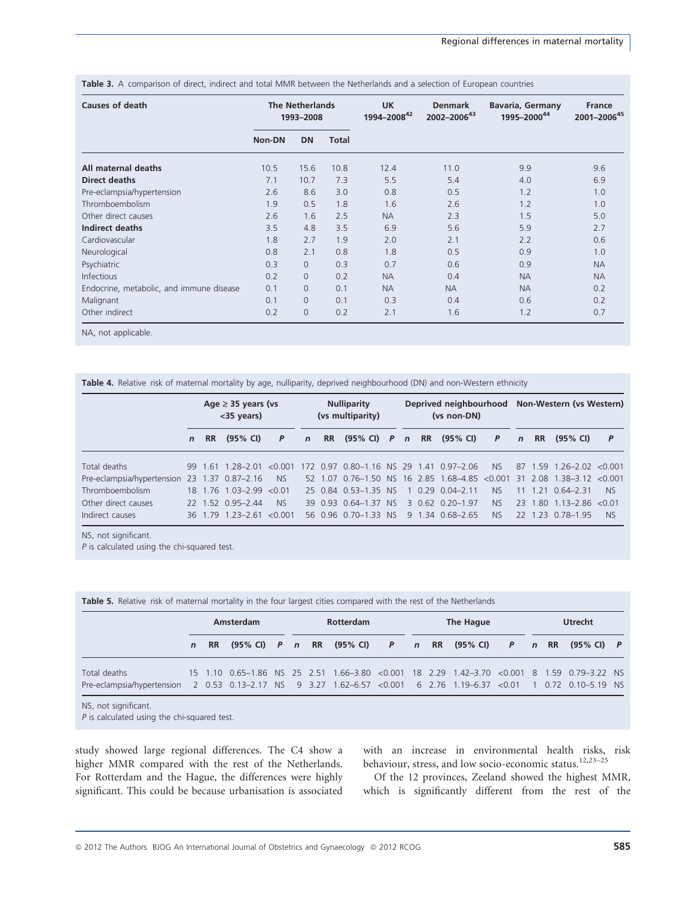**Table 3.** A comparison of direct, indirect and total MMR between the Netherlands and a selection of European countries

| Causes of death | The Netherlands 1993–2008 | | | UK 1994–2008[42] | Denmark 2002–2006[43] | Bavaria, Germany 1995–2000[44] | France 2001–2006[45] |
|---|---|---|---|---|---|---|---|
| | Non-DN | DN | Total | | | | |
| **All maternal deaths** | 10.5 | 15.6 | 10.8 | 12.4 | 11.0 | 9.9 | 9.6 |
| **Direct deaths** | 7.1 | 10.7 | 7.3 | 5.5 | 5.4 | 4.0 | 6.9 |
| Pre-eclampsia/hypertension | 2.6 | 8.6 | 3.0 | 0.8 | 0.5 | 1.2 | 1.0 |
| Thromboembolism | 1.9 | 0.5 | 1.8 | 1.6 | 2.6 | 1.2 | 1.0 |
| Other direct causes | 2.6 | 1.6 | 2.5 | NA | 2.3 | 1.5 | 5.0 |
| **Indirect deaths** | 3.5 | 4.8 | 3.5 | 6.9 | 5.6 | 5.9 | 2.7 |
| Cardiovascular | 1.8 | 2.7 | 1.9 | 2.0 | 2.1 | 2.2 | 0.6 |
| Neurological | 0.8 | 2.1 | 0.8 | 1.8 | 0.5 | 0.9 | 1.0 |
| Psychiatric | 0.3 | 0 | 0.3 | 0.7 | 0.6 | 0.9 | NA |
| Infectious | 0.2 | 0 | 0.2 | NA | 0.4 | NA | NA |
| Endocrine, metabolic, and immune disease | 0.1 | 0 | 0.1 | NA | NA | NA | 0.2 |
| Malignant | 0.1 | 0 | 0.1 | 0.3 | 0.4 | 0.6 | 0.2 |
| Other indirect | 0.2 | 0 | 0.2 | 2.1 | 1.6 | 1.2 | 0.7 |

NA, not applicable.

**Table 4.** Relative risk of maternal mortality by age, nulliparity, deprived neighbourhood (DN) and non-Western ethnicity

| | Age ≥ 35 years (vs <35 years) | | | | Nulliparity (vs multiparity) | | | | Deprived neighbourhood (vs non-DN) | | | | Non-Western (vs Western) | | | |
|---|---|---|---|---|---|---|---|---|---|---|---|---|---|---|---|---|
| | *n* | RR | (95% CI) | *P* | *n* | RR | (95% CI) | *P* | *n* | RR | (95% CI) | *P* | *n* | RR | (95% CI) | *P* |
| Total deaths | 99 | 1.61 | 1.28–2.01 | <0.001 | 172 | 0.97 | 0.80–1.16 | NS | 29 | 1.41 | 0.97–2.06 | NS | 87 | 1.59 | 1.26–2.02 | <0.001 |
| Pre-eclampsia/hypertension | 23 | 1.37 | 0.87–2.16 | NS | 52 | 1.07 | 0.76–1.50 | NS | 16 | 2.85 | 1.68–4.85 | <0.001 | 31 | 2.08 | 1.38–3.12 | <0.001 |
| Thromboembolism | 18 | 1.76 | 1.03–2.99 | <0.01 | 25 | 0.84 | 0.53–1.35 | NS | 1 | 0.29 | 0.04–2.11 | NS | 11 | 1.21 | 0.64–2.31 | NS |
| Other direct causes | 22 | 1.52 | 0.95–2.44 | NS | 39 | 0.93 | 0.64–1.37 | NS | 3 | 0.62 | 0.20–1.97 | NS | 23 | 1.80 | 1.13–2.86 | <0.01 |
| Indirect causes | 36 | 1.79 | 1.23–2.61 | <0.001 | 56 | 0.96 | 0.70–1.33 | NS | 9 | 1.34 | 0.68–2.65 | NS | 22 | 1.23 | 0.78–1.95 | NS |

NS, not significant.
*P* is calculated using the chi-squared test.

**Table 5.** Relative risk of maternal mortality in the four largest cities compared with the rest of the Netherlands

| | Amsterdam | | | | Rotterdam | | | | The Hague | | | | Utrecht | | | |
|---|---|---|---|---|---|---|---|---|---|---|---|---|---|---|---|---|
| | *n* | RR | (95% CI) | *P* | *n* | RR | (95% CI) | *P* | *n* | RR | (95% CI) | *P* | *n* | RR | (95% CI) | *P* |
| Total deaths | 15 | 1.10 | 0.65–1.86 | NS | 25 | 2.51 | 1.66–3.80 | <0.001 | 18 | 2.29 | 1.42–3.70 | <0.001 | 8 | 1.59 | 0.79–3.22 | NS |
| Pre-eclampsia/hypertension | 2 | 0.53 | 0.13–2.17 | NS | 9 | 3.27 | 1.62–6.57 | <0.001 | 6 | 2.76 | 1.19–6.37 | <0.01 | 1 | 0.72 | 0.10–5.19 | NS |

NS, not significant.
*P* is calculated using the chi-squared test.

study showed large regional differences. The C4 show a higher MMR compared with the rest of the Netherlands. For Rotterdam and the Hague, the differences were highly significant. This could be because urbanisation is associated with an increase in environmental health risks, risk behaviour, stress, and low socio-economic status.[12,23–25]

Of the 12 provinces, Zeeland showed the highest MMR, which is significantly different from the rest of the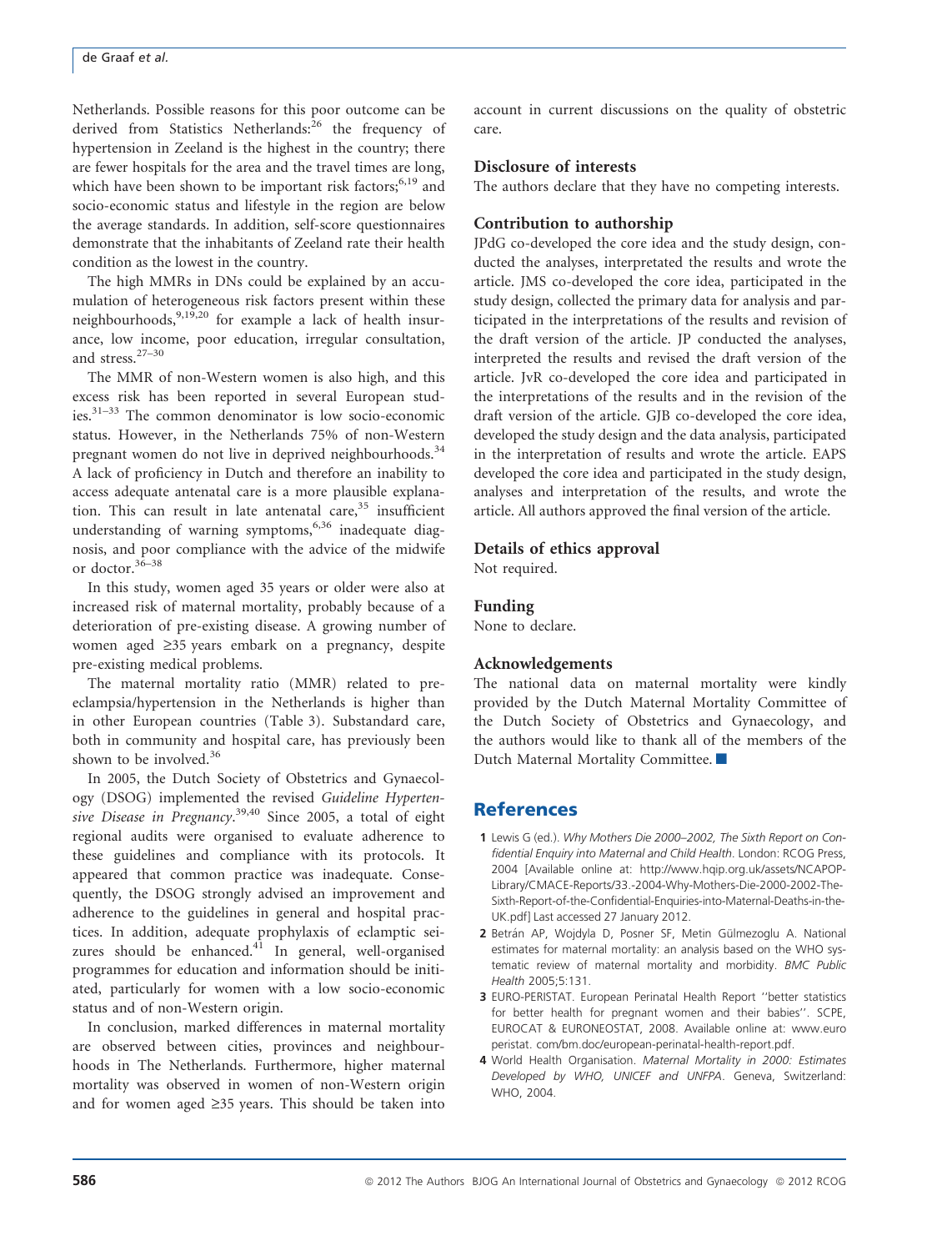Netherlands. Possible reasons for this poor outcome can be derived from Statistics Netherlands:[26] the frequency of hypertension in Zeeland is the highest in the country; there are fewer hospitals for the area and the travel times are long, which have been shown to be important risk factors;[6,19] and socio-economic status and lifestyle in the region are below the average standards. In addition, self-score questionnaires demonstrate that the inhabitants of Zeeland rate their health condition as the lowest in the country.

The high MMRs in DNs could be explained by an accumulation of heterogeneous risk factors present within these neighbourhoods,[9,19,20] for example a lack of health insurance, low income, poor education, irregular consultation, and stress.[27–30]

The MMR of non-Western women is also high, and this excess risk has been reported in several European studies.[31–33] The common denominator is low socio-economic status. However, in the Netherlands 75% of non-Western pregnant women do not live in deprived neighbourhoods.[34] A lack of proficiency in Dutch and therefore an inability to access adequate antenatal care is a more plausible explanation. This can result in late antenatal care,[35] insufficient understanding of warning symptoms,[6,36] inadequate diagnosis, and poor compliance with the advice of the midwife or doctor.[36–38]

In this study, women aged 35 years or older were also at increased risk of maternal mortality, probably because of a deterioration of pre-existing disease. A growing number of women aged ≥35 years embark on a pregnancy, despite pre-existing medical problems.

The maternal mortality ratio (MMR) related to pre-eclampsia/hypertension in the Netherlands is higher than in other European countries (Table 3). Substandard care, both in community and hospital care, has previously been shown to be involved.[36]

In 2005, the Dutch Society of Obstetrics and Gynaecology (DSOG) implemented the revised *Guideline Hypertensive Disease in Pregnancy*.[39,40] Since 2005, a total of eight regional audits were organised to evaluate adherence to these guidelines and compliance with its protocols. It appeared that common practice was inadequate. Consequently, the DSOG strongly advised an improvement and adherence to the guidelines in general and hospital practices. In addition, adequate prophylaxis of eclamptic seizures should be enhanced.[41] In general, well-organised programmes for education and information should be initiated, particularly for women with a low socio-economic status and of non-Western origin.

In conclusion, marked differences in maternal mortality are observed between cities, provinces and neighbourhoods in The Netherlands. Furthermore, higher maternal mortality was observed in women of non-Western origin and for women aged ≥35 years. This should be taken into account in current discussions on the quality of obstetric care.

### Disclosure of interests

The authors declare that they have no competing interests.

### Contribution to authorship

JPdG co-developed the core idea and the study design, conducted the analyses, interpretated the results and wrote the article. JMS co-developed the core idea, participated in the study design, collected the primary data for analysis and participated in the interpretations of the results and revision of the draft version of the article. JP conducted the analyses, interpreted the results and revised the draft version of the article. JvR co-developed the core idea and participated in the interpretations of the results and in the revision of the draft version of the article. GJB co-developed the core idea, developed the study design and the data analysis, participated in the interpretation of results and wrote the article. EAPS developed the core idea and participated in the study design, analyses and interpretation of the results, and wrote the article. All authors approved the final version of the article.

### Details of ethics approval

Not required.

### Funding

None to declare.

### Acknowledgements

The national data on maternal mortality were kindly provided by the Dutch Maternal Mortality Committee of the Dutch Society of Obstetrics and Gynaecology, and the authors would like to thank all of the members of the Dutch Maternal Mortality Committee. ■

## References

1 Lewis G (ed.). *Why Mothers Die 2000–2002, The Sixth Report on Confidential Enquiry into Maternal and Child Health*. London: RCOG Press, 2004 [Available online at: http://www.hqip.org.uk/assets/NCAPOP-Library/CMACE-Reports/33.-2004-Why-Mothers-Die-2000-2002-The-Sixth-Report-of-the-Confidential-Enquiries-into-Maternal-Deaths-in-the-UK.pdf] Last accessed 27 January 2012.

2 Betrán AP, Wojdyla D, Posner SF, Metin Gülmezoglu A. National estimates for maternal mortality: an analysis based on the WHO systematic review of maternal mortality and morbidity. *BMC Public Health* 2005;5:131.

3 EURO-PERISTAT. European Perinatal Health Report ''better statistics for better health for pregnant women and their babies''. SCPE, EUROCAT & EURONEOSTAT, 2008. Available online at: www.europeristat. com/bm.doc/european-perinatal-health-report.pdf.

4 World Health Organisation. *Maternal Mortality in 2000: Estimates Developed by WHO, UNICEF and UNFPA*. Geneva, Switzerland: WHO, 2004.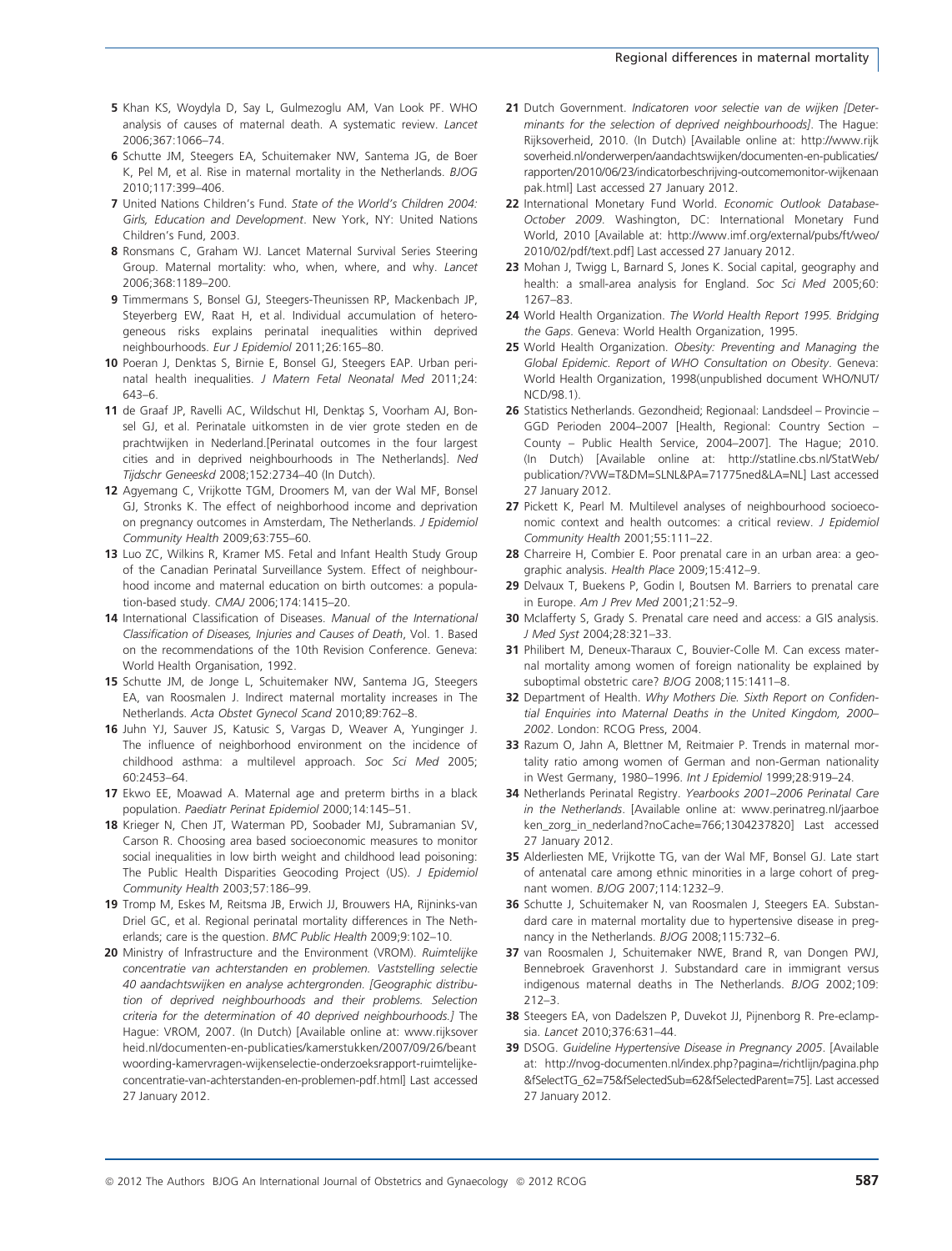5 Khan KS, Woydyla D, Say L, Gulmezoglu AM, Van Look PF. WHO analysis of causes of maternal death. A systematic review. *Lancet* 2006;367:1066–74.

6 Schutte JM, Steegers EA, Schuitemaker NW, Santema JG, de Boer K, Pel M, et al. Rise in maternal mortality in the Netherlands. *BJOG* 2010;117:399–406.

7 United Nations Children's Fund. *State of the World's Children 2004: Girls, Education and Development*. New York, NY: United Nations Children's Fund, 2003.

8 Ronsmans C, Graham WJ. Lancet Maternal Survival Series Steering Group. Maternal mortality: who, when, where, and why. *Lancet* 2006;368:1189–200.

9 Timmermans S, Bonsel GJ, Steegers-Theunissen RP, Mackenbach JP, Steyerberg EW, Raat H, et al. Individual accumulation of heterogeneous risks explains perinatal inequalities within deprived neighbourhoods. *Eur J Epidemiol* 2011;26:165–80.

10 Poeran J, Denktas S, Birnie E, Bonsel GJ, Steegers EAP. Urban perinatal health inequalities. *J Matern Fetal Neonatal Med* 2011;24: 643–6.

11 de Graaf JP, Ravelli AC, Wildschut HI, Denktaş S, Voorham AJ, Bonsel GJ, et al. Perinatale uitkomsten in de vier grote steden en de prachtwijken in Nederland.[Perinatal outcomes in the four largest cities and in deprived neighbourhoods in The Netherlands]. *Ned Tijdschr Geneeskd* 2008;152:2734–40 (In Dutch).

12 Agyemang C, Vrijkotte TGM, Droomers M, van der Wal MF, Bonsel GJ, Stronks K. The effect of neighborhood income and deprivation on pregnancy outcomes in Amsterdam, The Netherlands. *J Epidemiol Community Health* 2009;63:755–60.

13 Luo ZC, Wilkins R, Kramer MS. Fetal and Infant Health Study Group of the Canadian Perinatal Surveillance System. Effect of neighbourhood income and maternal education on birth outcomes: a population-based study. *CMAJ* 2006;174:1415–20.

14 International Classification of Diseases. *Manual of the International Classification of Diseases, Injuries and Causes of Death*, Vol. 1. Based on the recommendations of the 10th Revision Conference. Geneva: World Health Organisation, 1992.

15 Schutte JM, de Jonge L, Schuitemaker NW, Santema JG, Steegers EA, van Roosmalen J. Indirect maternal mortality increases in The Netherlands. *Acta Obstet Gynecol Scand* 2010;89:762–8.

16 Juhn YJ, Sauver JS, Katusic S, Vargas D, Weaver A, Yunginger J. The influence of neighborhood environment on the incidence of childhood asthma: a multilevel approach. *Soc Sci Med* 2005; 60:2453–64.

17 Ekwo EE, Moawad A. Maternal age and preterm births in a black population. *Paediatr Perinat Epidemiol* 2000;14:145–51.

18 Krieger N, Chen JT, Waterman PD, Soobader MJ, Subramanian SV, Carson R. Choosing area based socioeconomic measures to monitor social inequalities in low birth weight and childhood lead poisoning: The Public Health Disparities Geocoding Project (US). *J Epidemiol Community Health* 2003;57:186–99.

19 Tromp M, Eskes M, Reitsma JB, Erwich JJ, Brouwers HA, Rijninks-van Driel GC, et al. Regional perinatal mortality differences in The Netherlands; care is the question. *BMC Public Health* 2009;9:102–10.

20 Ministry of Infrastructure and the Environment (VROM). *Ruimtelijke concentratie van achterstanden en problemen. Vaststelling selectie 40 aandachtswijken en analyse achtergronden. [Geographic distribution of deprived neighbourhoods and their problems. Selection criteria for the determination of 40 deprived neighbourhoods.]* The Hague: VROM, 2007. (In Dutch) [Available online at: www.rijksoverheid.nl/documenten-en-publicaties/kamerstukken/2007/09/26/beantwoording-kamervragen-wijkenselectie-onderzoeksrapport-ruimtelijke-concentratie-van-achterstanden-en-problemen-pdf.html] Last accessed 27 January 2012.

21 Dutch Government. *Indicatoren voor selectie van de wijken [Determinants for the selection of deprived neighbourhoods]*. The Hague: Rijksoverheid, 2010. (In Dutch) [Available online at: http://www.rijksoverheid.nl/onderwerpen/aandachtswijken/documenten-en-publicaties/rapporten/2010/06/23/indicatorbeschrijving-outcomemonitor-wijkenaanpak.html] Last accessed 27 January 2012.

22 International Monetary Fund World. *Economic Outlook Database-October 2009*. Washington, DC: International Monetary Fund World, 2010 [Available at: http://www.imf.org/external/pubs/ft/weo/2010/02/pdf/text.pdf] Last accessed 27 January 2012.

23 Mohan J, Twigg L, Barnard S, Jones K. Social capital, geography and health: a small-area analysis for England. *Soc Sci Med* 2005;60: 1267–83.

24 World Health Organization. *The World Health Report 1995. Bridging the Gaps*. Geneva: World Health Organization, 1995.

25 World Health Organization. *Obesity: Preventing and Managing the Global Epidemic. Report of WHO Consultation on Obesity*. Geneva: World Health Organization, 1998(unpublished document WHO/NUT/NCD/98.1).

26 Statistics Netherlands. Gezondheid; Regionaal: Landsdeel – Provincie – GGD Perioden 2004–2007 [Health, Regional: Country Section – County – Public Health Service, 2004–2007]. The Hague; 2010. (In Dutch) [Available online at: http://statline.cbs.nl/StatWeb/publication/?VW=T&DM=SLNL&PA=71775ned&LA=NL] Last accessed 27 January 2012.

27 Pickett K, Pearl M. Multilevel analyses of neighbourhood socioeconomic context and health outcomes: a critical review. *J Epidemiol Community Health* 2001;55:111–22.

28 Charreire H, Combier E. Poor prenatal care in an urban area: a geographic analysis. *Health Place* 2009;15:412–9.

29 Delvaux T, Buekens P, Godin I, Boutsen M. Barriers to prenatal care in Europe. *Am J Prev Med* 2001;21:52–9.

30 Mclafferty S, Grady S. Prenatal care need and access: a GIS analysis. *J Med Syst* 2004;28:321–33.

31 Philibert M, Deneux-Tharaux C, Bouvier-Colle M. Can excess maternal mortality among women of foreign nationality be explained by suboptimal obstetric care? *BJOG* 2008;115:1411–8.

32 Department of Health. *Why Mothers Die. Sixth Report on Confidential Enquiries into Maternal Deaths in the United Kingdom, 2000–2002*. London: RCOG Press, 2004.

33 Razum O, Jahn A, Blettner M, Reitmaier P. Trends in maternal mortality ratio among women of German and non-German nationality in West Germany, 1980–1996. *Int J Epidemiol* 1999;28:919–24.

34 Netherlands Perinatal Registry. *Yearbooks 2001–2006 Perinatal Care in the Netherlands*. [Available online at: www.perinatreg.nl/jaarboeken_zorg_in_nederland?noCache=766;1304237820] Last accessed 27 January 2012.

35 Alderliesten ME, Vrijkotte TG, van der Wal MF, Bonsel GJ. Late start of antenatal care among ethnic minorities in a large cohort of pregnant women. *BJOG* 2007;114:1232–9.

36 Schutte J, Schuitemaker N, van Roosmalen J, Steegers EA. Substandard care in maternal mortality due to hypertensive disease in pregnancy in the Netherlands. *BJOG* 2008;115:732–6.

37 van Roosmalen J, Schuitemaker NWE, Brand R, van Dongen PWJ, Bennebroek Gravenhorst J. Substandard care in immigrant versus indigenous maternal deaths in The Netherlands. *BJOG* 2002;109: 212–3.

38 Steegers EA, von Dadelszen P, Duvekot JJ, Pijnenborg R. Pre-eclampsia. *Lancet* 2010;376:631–44.

39 DSOG. *Guideline Hypertensive Disease in Pregnancy 2005*. [Available at: http://nvog-documenten.nl/index.php?pagina=/richtlijn/pagina.php&fSelectTG_62=75&fSelectedSub=62&fSelectedParent=75]. Last accessed 27 January 2012.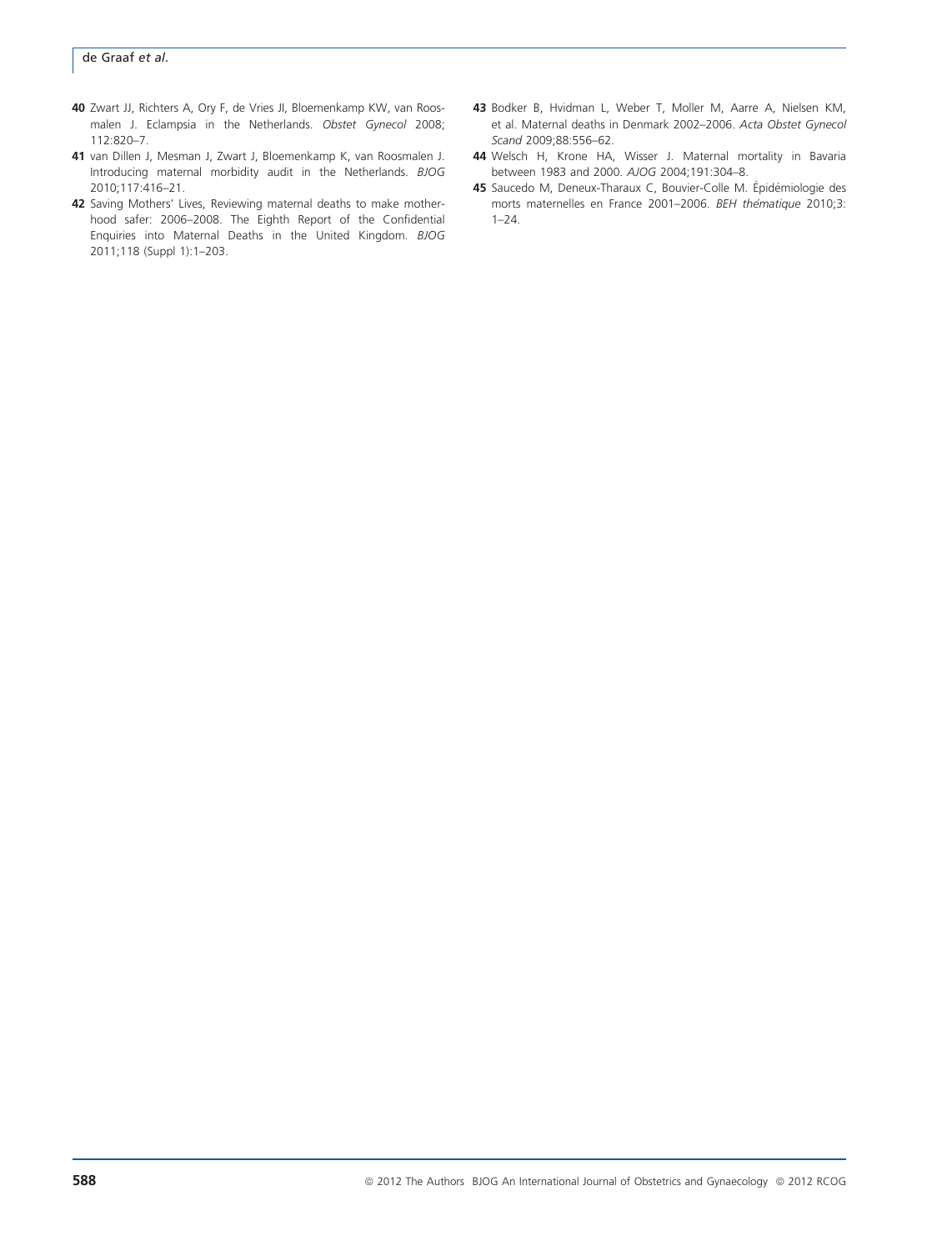40 Zwart JJ, Richters A, Ory F, de Vries JI, Bloemenkamp KW, van Roosmalen J. Eclampsia in the Netherlands. *Obstet Gynecol* 2008; 112:820–7.

41 van Dillen J, Mesman J, Zwart J, Bloemenkamp K, van Roosmalen J. Introducing maternal morbidity audit in the Netherlands. *BJOG* 2010;117:416–21.

42 Saving Mothers' Lives, Reviewing maternal deaths to make motherhood safer: 2006–2008. The Eighth Report of the Confidential Enquiries into Maternal Deaths in the United Kingdom. *BJOG* 2011;118 (Suppl 1):1–203.

43 Bodker B, Hvidman L, Weber T, Moller M, Aarre A, Nielsen KM, et al. Maternal deaths in Denmark 2002–2006. *Acta Obstet Gynecol Scand* 2009;88:556–62.

44 Welsch H, Krone HA, Wisser J. Maternal mortality in Bavaria between 1983 and 2000. *AJOG* 2004;191:304–8.

45 Saucedo M, Deneux-Tharaux C, Bouvier-Colle M. Épidémiologie des morts maternelles en France 2001–2006. *BEH thématique* 2010;3: 1–24.